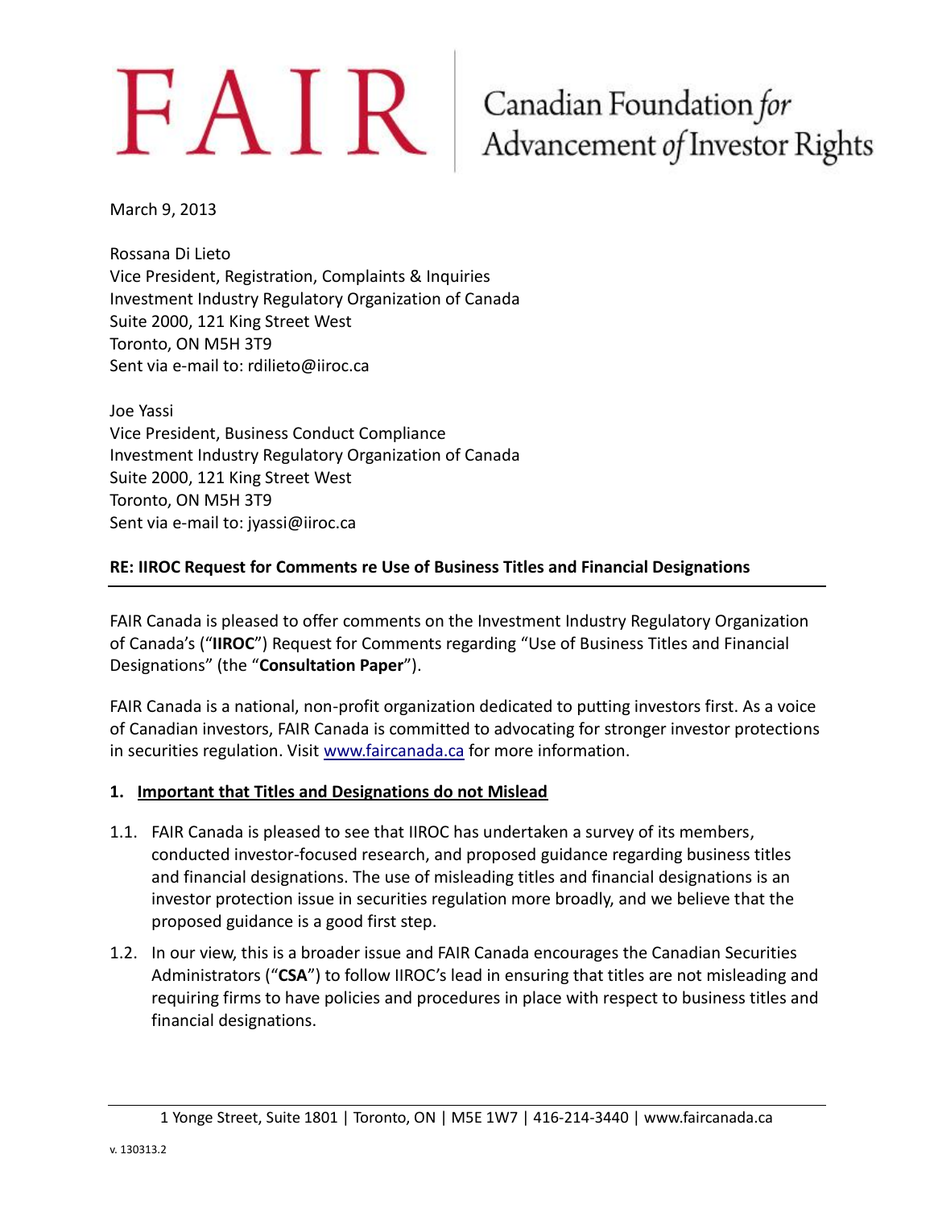# FAIR | Canadian Foundation *for* Advancement *of* Investor Rights

March 9, 2013

Rossana Di Lieto
Vice President, Registration, Complaints & Inquiries
Investment Industry Regulatory Organization of Canada
Suite 2000, 121 King Street West
Toronto, ON M5H 3T9
Sent via e-mail to: rdilieto@iiroc.ca

Joe Yassi
Vice President, Business Conduct Compliance
Investment Industry Regulatory Organization of Canada
Suite 2000, 121 King Street West
Toronto, ON M5H 3T9
Sent via e-mail to: jyassi@iiroc.ca

**RE: IIROC Request for Comments re Use of Business Titles and Financial Designations**

FAIR Canada is pleased to offer comments on the Investment Industry Regulatory Organization of Canada's ("**IIROC**") Request for Comments regarding "Use of Business Titles and Financial Designations" (the "**Consultation Paper**").

FAIR Canada is a national, non-profit organization dedicated to putting investors first. As a voice of Canadian investors, FAIR Canada is committed to advocating for stronger investor protections in securities regulation. Visit [www.faircanada.ca](http://www.faircanada.ca) for more information.

## 1. Important that Titles and Designations do not Mislead

1.1. FAIR Canada is pleased to see that IIROC has undertaken a survey of its members, conducted investor-focused research, and proposed guidance regarding business titles and financial designations. The use of misleading titles and financial designations is an investor protection issue in securities regulation more broadly, and we believe that the proposed guidance is a good first step.

1.2. In our view, this is a broader issue and FAIR Canada encourages the Canadian Securities Administrators ("**CSA**") to follow IIROC's lead in ensuring that titles are not misleading and requiring firms to have policies and procedures in place with respect to business titles and financial designations.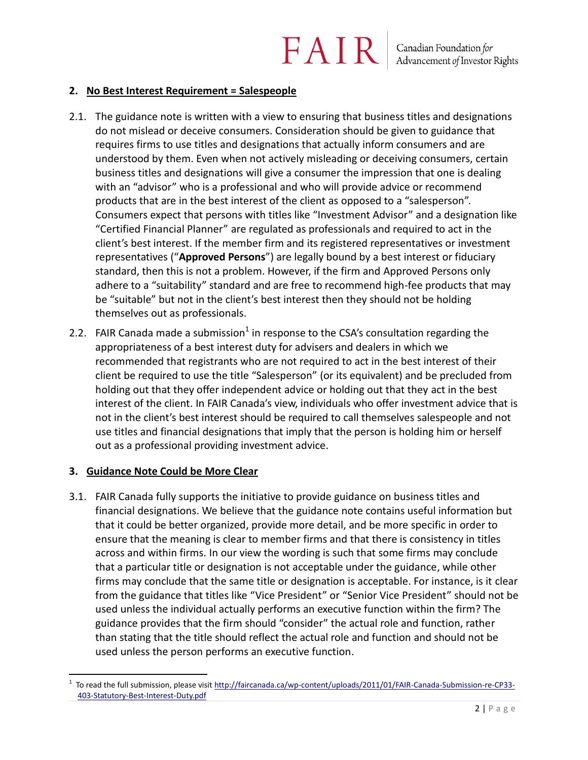## 2. No Best Interest Requirement = Salespeople

2.1. The guidance note is written with a view to ensuring that business titles and designations do not mislead or deceive consumers. Consideration should be given to guidance that requires firms to use titles and designations that actually inform consumers and are understood by them. Even when not actively misleading or deceiving consumers, certain business titles and designations will give a consumer the impression that one is dealing with an "advisor" who is a professional and who will provide advice or recommend products that are in the best interest of the client as opposed to a "salesperson". Consumers expect that persons with titles like "Investment Advisor" and a designation like "Certified Financial Planner" are regulated as professionals and required to act in the client's best interest. If the member firm and its registered representatives or investment representatives ("**Approved Persons**") are legally bound by a best interest or fiduciary standard, then this is not a problem. However, if the firm and Approved Persons only adhere to a "suitability" standard and are free to recommend high-fee products that may be "suitable" but not in the client's best interest then they should not be holding themselves out as professionals.

2.2. FAIR Canada made a submission[1] in response to the CSA's consultation regarding the appropriateness of a best interest duty for advisers and dealers in which we recommended that registrants who are not required to act in the best interest of their client be required to use the title "Salesperson" (or its equivalent) and be precluded from holding out that they offer independent advice or holding out that they act in the best interest of the client. In FAIR Canada's view, individuals who offer investment advice that is not in the client's best interest should be required to call themselves salespeople and not use titles and financial designations that imply that the person is holding him or herself out as a professional providing investment advice.

## 3. Guidance Note Could be More Clear

3.1. FAIR Canada fully supports the initiative to provide guidance on business titles and financial designations. We believe that the guidance note contains useful information but that it could be better organized, provide more detail, and be more specific in order to ensure that the meaning is clear to member firms and that there is consistency in titles across and within firms. In our view the wording is such that some firms may conclude that a particular title or designation is not acceptable under the guidance, while other firms may conclude that the same title or designation is acceptable. For instance, is it clear from the guidance that titles like "Vice President" or "Senior Vice President" should not be used unless the individual actually performs an executive function within the firm? The guidance provides that the firm should "consider" the actual role and function, rather than stating that the title should reflect the actual role and function and should not be used unless the person performs an executive function.

---

[1] To read the full submission, please visit http://faircanada.ca/wp-content/uploads/2011/01/FAIR-Canada-Submission-re-CP33-403-Statutory-Best-Interest-Duty.pdf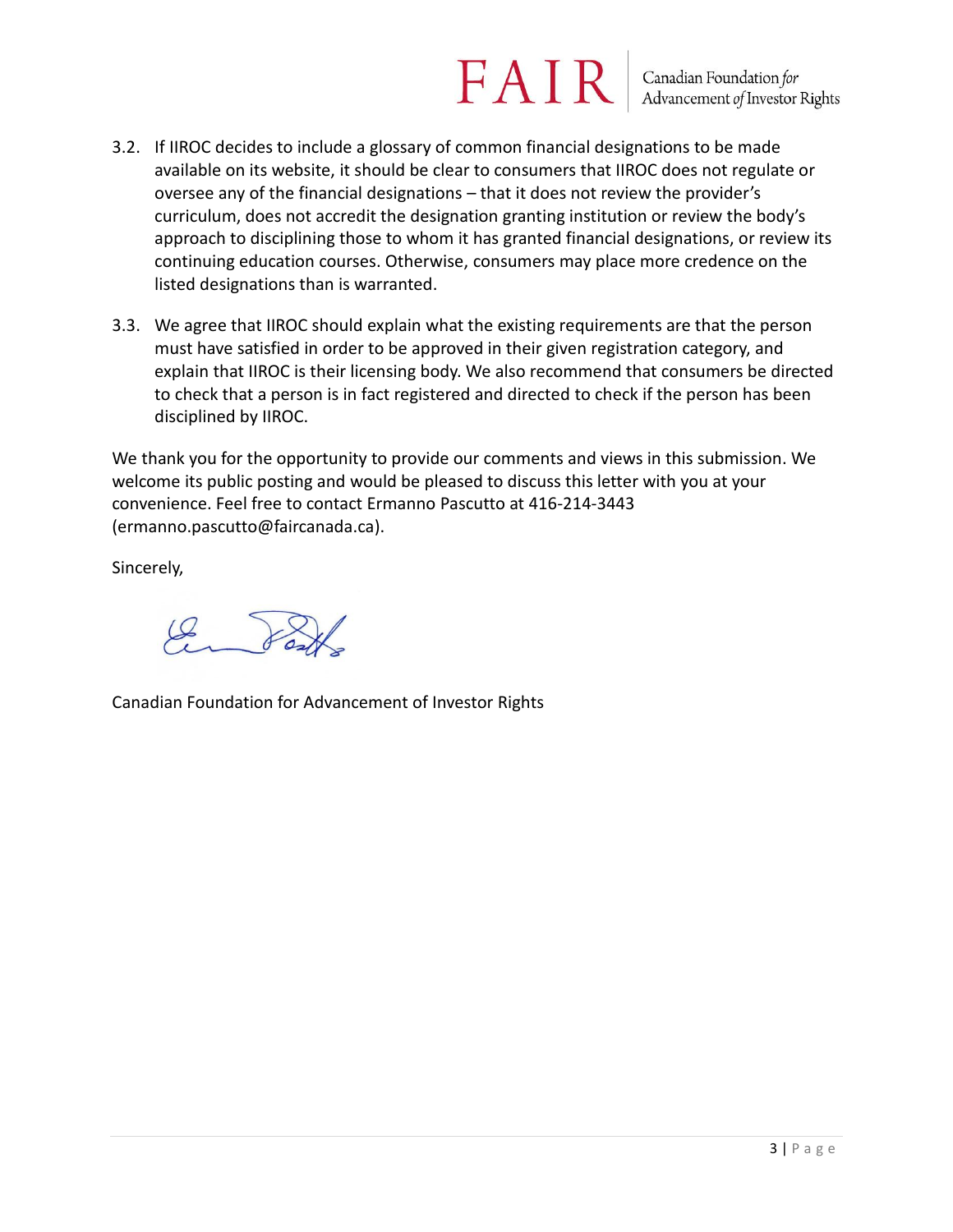3.2. If IIROC decides to include a glossary of common financial designations to be made available on its website, it should be clear to consumers that IIROC does not regulate or oversee any of the financial designations – that it does not review the provider's curriculum, does not accredit the designation granting institution or review the body's approach to disciplining those to whom it has granted financial designations, or review its continuing education courses. Otherwise, consumers may place more credence on the listed designations than is warranted.

3.3. We agree that IIROC should explain what the existing requirements are that the person must have satisfied in order to be approved in their given registration category, and explain that IIROC is their licensing body. We also recommend that consumers be directed to check that a person is in fact registered and directed to check if the person has been disciplined by IIROC.

We thank you for the opportunity to provide our comments and views in this submission. We welcome its public posting and would be pleased to discuss this letter with you at your convenience. Feel free to contact Ermanno Pascutto at 416-214-3443 (ermanno.pascutto@faircanada.ca).

Sincerely,

Canadian Foundation for Advancement of Investor Rights